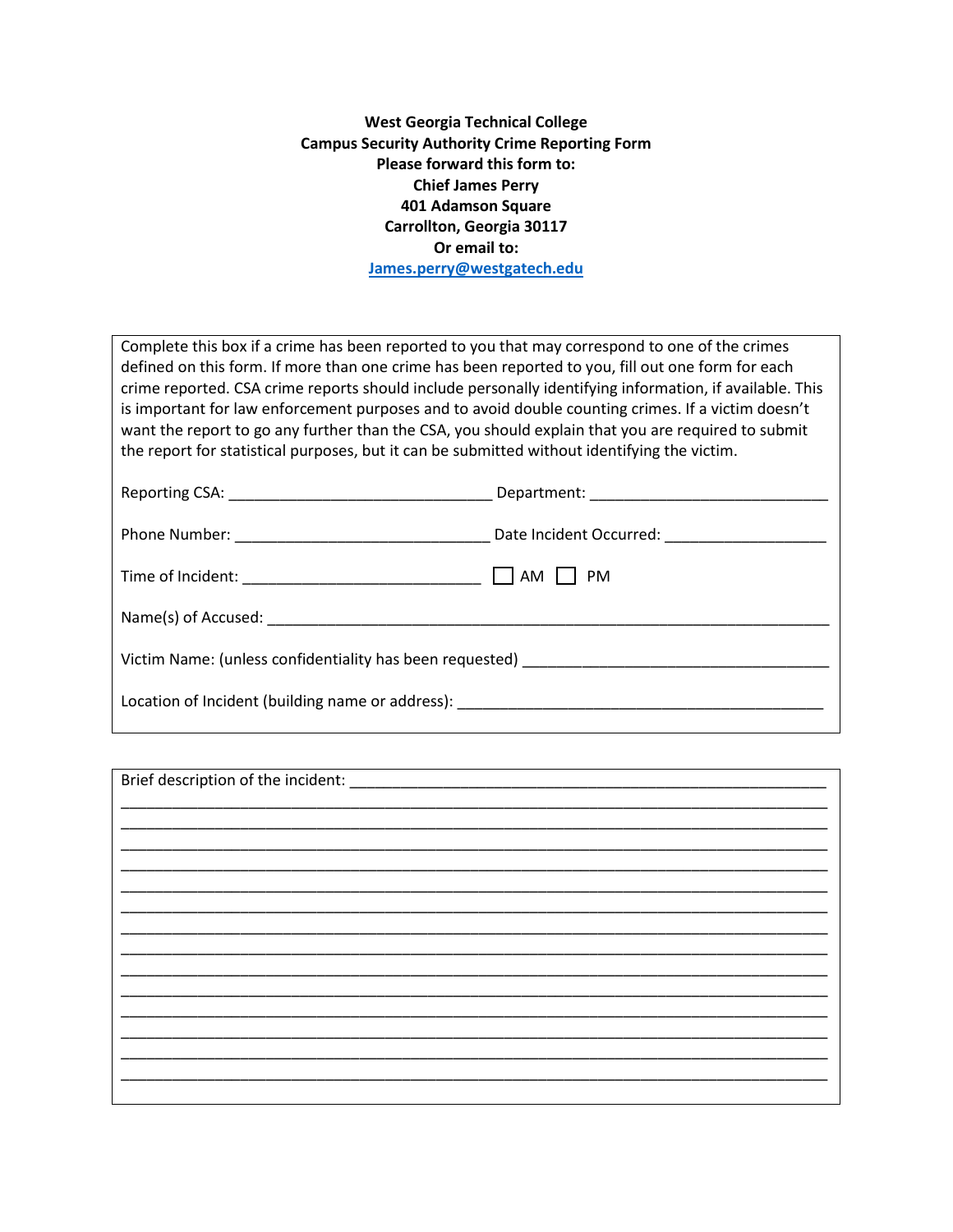**West Georgia Technical College**
**Campus Security Authority Crime Reporting Form**
**Please forward this form to:**
**Chief James Perry**
**401 Adamson Square**
**Carrollton, Georgia 30117**
**Or email to:**
**[James.perry@westgatech.edu](mailto:James.perry@westgatech.edu)**

Complete this box if a crime has been reported to you that may correspond to one of the crimes defined on this form. If more than one crime has been reported to you, fill out one form for each crime reported. CSA crime reports should include personally identifying information, if available. This is important for law enforcement purposes and to avoid double counting crimes. If a victim doesn't want the report to go any further than the CSA, you should explain that you are required to submit the report for statistical purposes, but it can be submitted without identifying the victim.

Reporting CSA: ______________________________ Department: ____________________________

Phone Number: ______________________________ Date Incident Occurred: ___________________

Time of Incident: ___________________________ ☐ AM ☐ PM

Name(s) of Accused: ___________________________________________________________________

Victim Name: (unless confidentiality has been requested) ___________________________________

Location of Incident (building name or address): __________________________________________

Brief description of the incident: _______________________________________________________
_____________________________________________________________________________________
_____________________________________________________________________________________
_____________________________________________________________________________________
_____________________________________________________________________________________
_____________________________________________________________________________________
_____________________________________________________________________________________
_____________________________________________________________________________________
_____________________________________________________________________________________
_____________________________________________________________________________________
_____________________________________________________________________________________
_____________________________________________________________________________________
_____________________________________________________________________________________
_____________________________________________________________________________________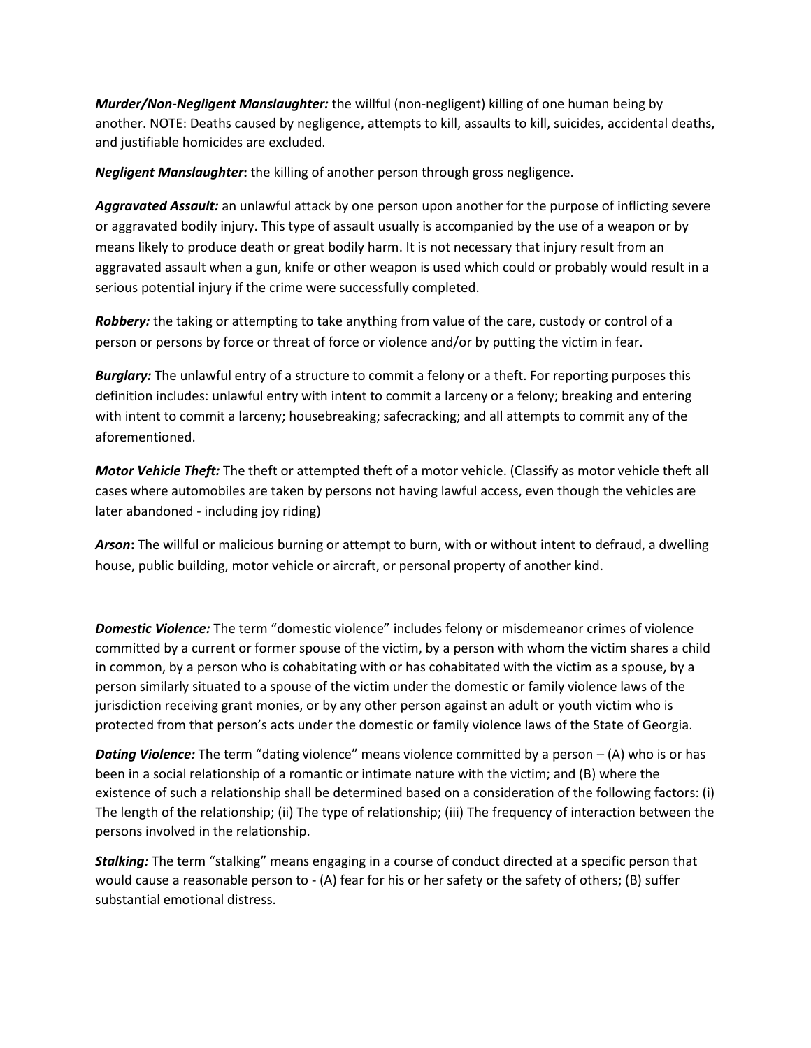***Murder/Non-Negligent Manslaughter:*** the willful (non-negligent) killing of one human being by another. NOTE: Deaths caused by negligence, attempts to kill, assaults to kill, suicides, accidental deaths, and justifiable homicides are excluded.

***Negligent Manslaughter*****:** the killing of another person through gross negligence.

***Aggravated Assault:*** an unlawful attack by one person upon another for the purpose of inflicting severe or aggravated bodily injury. This type of assault usually is accompanied by the use of a weapon or by means likely to produce death or great bodily harm. It is not necessary that injury result from an aggravated assault when a gun, knife or other weapon is used which could or probably would result in a serious potential injury if the crime were successfully completed.

***Robbery:*** the taking or attempting to take anything from value of the care, custody or control of a person or persons by force or threat of force or violence and/or by putting the victim in fear.

***Burglary:*** The unlawful entry of a structure to commit a felony or a theft. For reporting purposes this definition includes: unlawful entry with intent to commit a larceny or a felony; breaking and entering with intent to commit a larceny; housebreaking; safecracking; and all attempts to commit any of the aforementioned.

***Motor Vehicle Theft:*** The theft or attempted theft of a motor vehicle. (Classify as motor vehicle theft all cases where automobiles are taken by persons not having lawful access, even though the vehicles are later abandoned - including joy riding)

***Arson*****:** The willful or malicious burning or attempt to burn, with or without intent to defraud, a dwelling house, public building, motor vehicle or aircraft, or personal property of another kind.

***Domestic Violence:*** The term "domestic violence" includes felony or misdemeanor crimes of violence committed by a current or former spouse of the victim, by a person with whom the victim shares a child in common, by a person who is cohabitating with or has cohabitated with the victim as a spouse, by a person similarly situated to a spouse of the victim under the domestic or family violence laws of the jurisdiction receiving grant monies, or by any other person against an adult or youth victim who is protected from that person's acts under the domestic or family violence laws of the State of Georgia.

***Dating Violence:*** The term "dating violence" means violence committed by a person – (A) who is or has been in a social relationship of a romantic or intimate nature with the victim; and (B) where the existence of such a relationship shall be determined based on a consideration of the following factors: (i) The length of the relationship; (ii) The type of relationship; (iii) The frequency of interaction between the persons involved in the relationship.

***Stalking:*** The term "stalking" means engaging in a course of conduct directed at a specific person that would cause a reasonable person to - (A) fear for his or her safety or the safety of others; (B) suffer substantial emotional distress.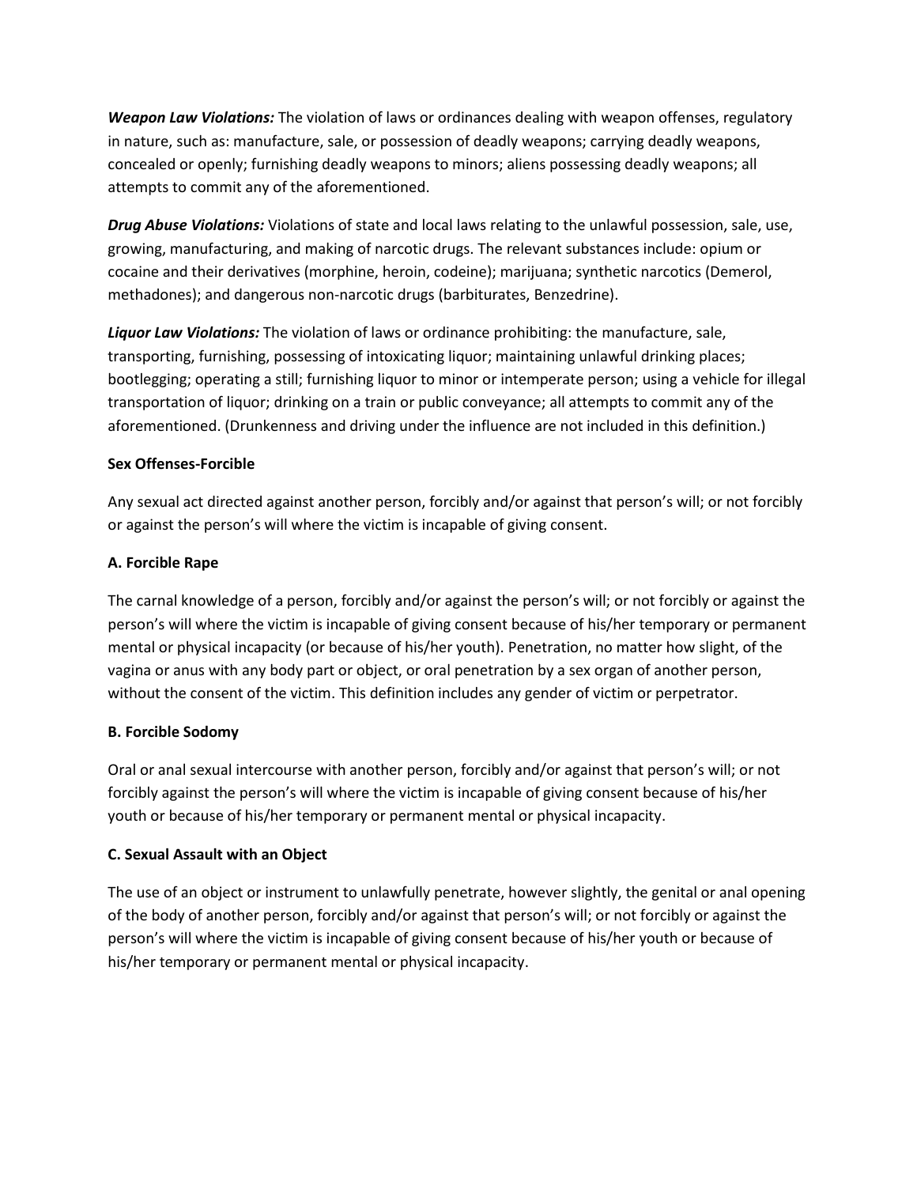***Weapon Law Violations:*** The violation of laws or ordinances dealing with weapon offenses, regulatory in nature, such as: manufacture, sale, or possession of deadly weapons; carrying deadly weapons, concealed or openly; furnishing deadly weapons to minors; aliens possessing deadly weapons; all attempts to commit any of the aforementioned.

***Drug Abuse Violations:*** Violations of state and local laws relating to the unlawful possession, sale, use, growing, manufacturing, and making of narcotic drugs. The relevant substances include: opium or cocaine and their derivatives (morphine, heroin, codeine); marijuana; synthetic narcotics (Demerol, methadones); and dangerous non-narcotic drugs (barbiturates, Benzedrine).

***Liquor Law Violations:*** The violation of laws or ordinance prohibiting: the manufacture, sale, transporting, furnishing, possessing of intoxicating liquor; maintaining unlawful drinking places; bootlegging; operating a still; furnishing liquor to minor or intemperate person; using a vehicle for illegal transportation of liquor; drinking on a train or public conveyance; all attempts to commit any of the aforementioned. (Drunkenness and driving under the influence are not included in this definition.)

**Sex Offenses-Forcible**

Any sexual act directed against another person, forcibly and/or against that person's will; or not forcibly or against the person's will where the victim is incapable of giving consent.

**A. Forcible Rape**

The carnal knowledge of a person, forcibly and/or against the person's will; or not forcibly or against the person's will where the victim is incapable of giving consent because of his/her temporary or permanent mental or physical incapacity (or because of his/her youth). Penetration, no matter how slight, of the vagina or anus with any body part or object, or oral penetration by a sex organ of another person, without the consent of the victim. This definition includes any gender of victim or perpetrator.

**B. Forcible Sodomy**

Oral or anal sexual intercourse with another person, forcibly and/or against that person's will; or not forcibly against the person's will where the victim is incapable of giving consent because of his/her youth or because of his/her temporary or permanent mental or physical incapacity.

**C. Sexual Assault with an Object**

The use of an object or instrument to unlawfully penetrate, however slightly, the genital or anal opening of the body of another person, forcibly and/or against that person's will; or not forcibly or against the person's will where the victim is incapable of giving consent because of his/her youth or because of his/her temporary or permanent mental or physical incapacity.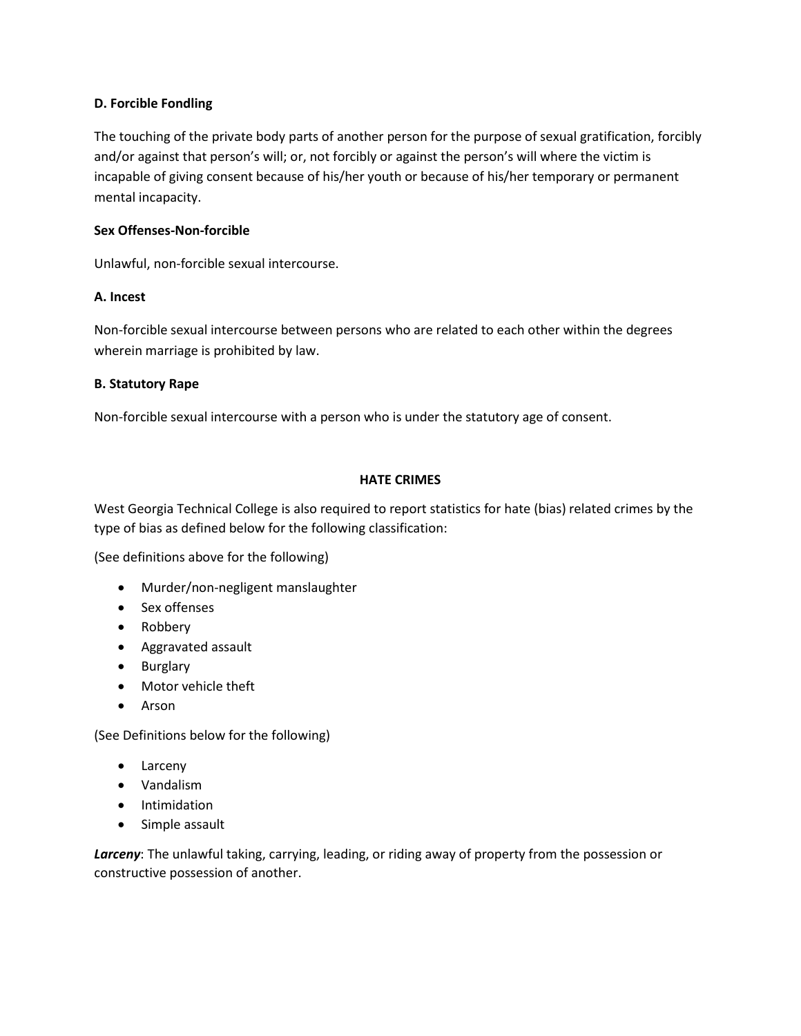**D. Forcible Fondling**

The touching of the private body parts of another person for the purpose of sexual gratification, forcibly and/or against that person's will; or, not forcibly or against the person's will where the victim is incapable of giving consent because of his/her youth or because of his/her temporary or permanent mental incapacity.

**Sex Offenses-Non-forcible**

Unlawful, non-forcible sexual intercourse.

**A. Incest**

Non-forcible sexual intercourse between persons who are related to each other within the degrees wherein marriage is prohibited by law.

**B. Statutory Rape**

Non-forcible sexual intercourse with a person who is under the statutory age of consent.

## HATE CRIMES

West Georgia Technical College is also required to report statistics for hate (bias) related crimes by the type of bias as defined below for the following classification:

(See definitions above for the following)

- Murder/non-negligent manslaughter
- Sex offenses
- Robbery
- Aggravated assault
- Burglary
- Motor vehicle theft
- Arson

(See Definitions below for the following)

- Larceny
- Vandalism
- Intimidation
- Simple assault

***Larceny***: The unlawful taking, carrying, leading, or riding away of property from the possession or constructive possession of another.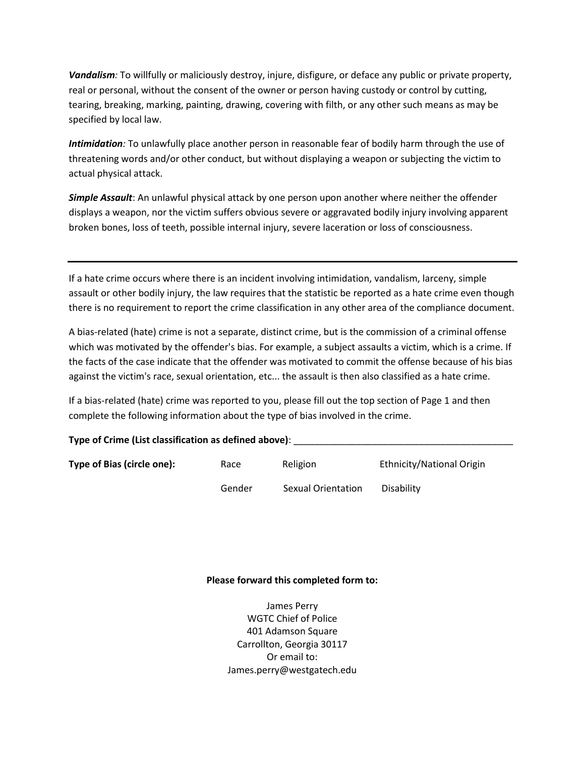***Vandalism****:* To willfully or maliciously destroy, injure, disfigure, or deface any public or private property, real or personal, without the consent of the owner or person having custody or control by cutting, tearing, breaking, marking, painting, drawing, covering with filth, or any other such means as may be specified by local law.

***Intimidation****:* To unlawfully place another person in reasonable fear of bodily harm through the use of threatening words and/or other conduct, but without displaying a weapon or subjecting the victim to actual physical attack.

***Simple Assault***: An unlawful physical attack by one person upon another where neither the offender displays a weapon, nor the victim suffers obvious severe or aggravated bodily injury involving apparent broken bones, loss of teeth, possible internal injury, severe laceration or loss of consciousness.

---

If a hate crime occurs where there is an incident involving intimidation, vandalism, larceny, simple assault or other bodily injury, the law requires that the statistic be reported as a hate crime even though there is no requirement to report the crime classification in any other area of the compliance document.

A bias-related (hate) crime is not a separate, distinct crime, but is the commission of a criminal offense which was motivated by the offender's bias. For example, a subject assaults a victim, which is a crime. If the facts of the case indicate that the offender was motivated to commit the offense because of his bias against the victim's race, sexual orientation, etc... the assault is then also classified as a hate crime.

If a bias-related (hate) crime was reported to you, please fill out the top section of Page 1 and then complete the following information about the type of bias involved in the crime.

**Type of Crime (List classification as defined above)**: ____________________________________________

**Type of Bias (circle one):** Race Religion Ethnicity/National Origin

Gender Sexual Orientation Disability

**Please forward this completed form to:**

James Perry
WGTC Chief of Police
401 Adamson Square
Carrollton, Georgia 30117
Or email to:
James.perry@westgatech.edu